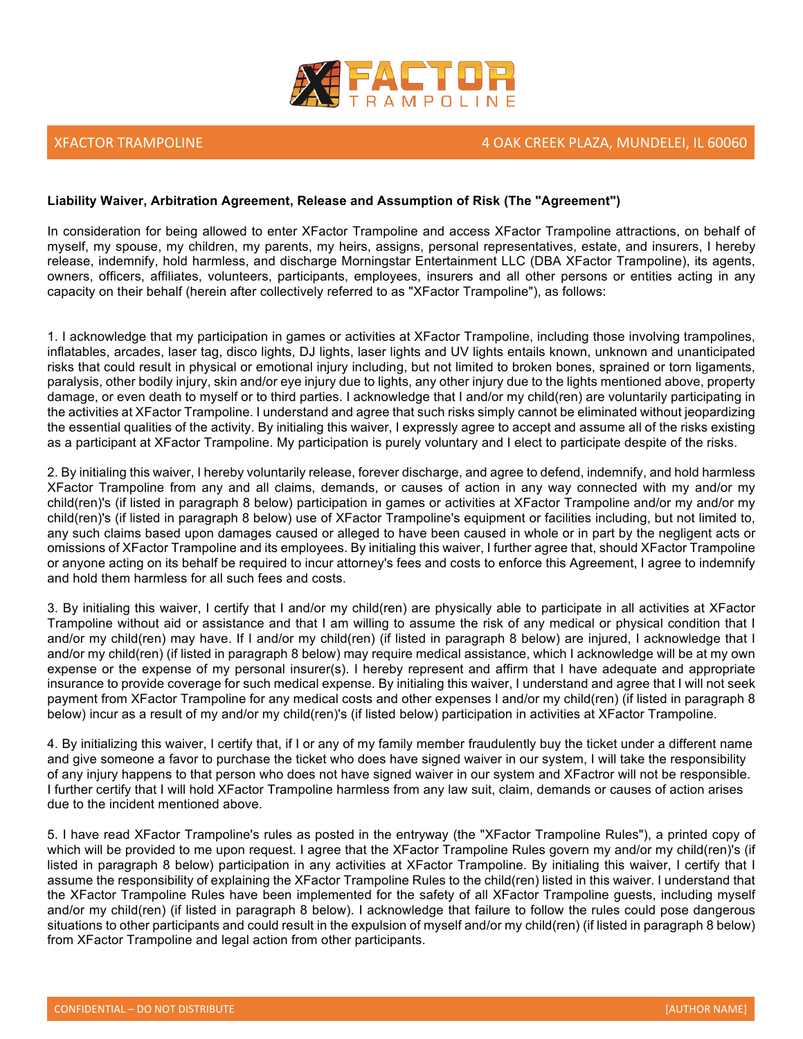XFACTOR TRAMPOLINE

XFACTOR TRAMPOLINE 4 OAK CREEK PLAZA, MUNDELEI, IL 60060

**Liability Waiver, Arbitration Agreement, Release and Assumption of Risk (The "Agreement")**

In consideration for being allowed to enter XFactor Trampoline and access XFactor Trampoline attractions, on behalf of myself, my spouse, my children, my parents, my heirs, assigns, personal representatives, estate, and insurers, I hereby release, indemnify, hold harmless, and discharge Morningstar Entertainment LLC (DBA XFactor Trampoline), its agents, owners, officers, affiliates, volunteers, participants, employees, insurers and all other persons or entities acting in any capacity on their behalf (herein after collectively referred to as "XFactor Trampoline"), as follows:

1. I acknowledge that my participation in games or activities at XFactor Trampoline, including those involving trampolines, inflatables, arcades, laser tag, disco lights, DJ lights, laser lights and UV lights entails known, unknown and unanticipated risks that could result in physical or emotional injury including, but not limited to broken bones, sprained or torn ligaments, paralysis, other bodily injury, skin and/or eye injury due to lights, any other injury due to the lights mentioned above, property damage, or even death to myself or to third parties. I acknowledge that I and/or my child(ren) are voluntarily participating in the activities at XFactor Trampoline. I understand and agree that such risks simply cannot be eliminated without jeopardizing the essential qualities of the activity. By initialing this waiver, I expressly agree to accept and assume all of the risks existing as a participant at XFactor Trampoline. My participation is purely voluntary and I elect to participate despite of the risks.

2. By initialing this waiver, I hereby voluntarily release, forever discharge, and agree to defend, indemnify, and hold harmless XFactor Trampoline from any and all claims, demands, or causes of action in any way connected with my and/or my child(ren)'s (if listed in paragraph 8 below) participation in games or activities at XFactor Trampoline and/or my and/or my child(ren)'s (if listed in paragraph 8 below) use of XFactor Trampoline's equipment or facilities including, but not limited to, any such claims based upon damages caused or alleged to have been caused in whole or in part by the negligent acts or omissions of XFactor Trampoline and its employees. By initialing this waiver, I further agree that, should XFactor Trampoline or anyone acting on its behalf be required to incur attorney's fees and costs to enforce this Agreement, I agree to indemnify and hold them harmless for all such fees and costs.

3. By initialing this waiver, I certify that I and/or my child(ren) are physically able to participate in all activities at XFactor Trampoline without aid or assistance and that I am willing to assume the risk of any medical or physical condition that I and/or my child(ren) may have. If I and/or my child(ren) (if listed in paragraph 8 below) are injured, I acknowledge that I and/or my child(ren) (if listed in paragraph 8 below) may require medical assistance, which I acknowledge will be at my own expense or the expense of my personal insurer(s). I hereby represent and affirm that I have adequate and appropriate insurance to provide coverage for such medical expense. By initialing this waiver, I understand and agree that I will not seek payment from XFactor Trampoline for any medical costs and other expenses I and/or my child(ren) (if listed in paragraph 8 below) incur as a result of my and/or my child(ren)'s (if listed below) participation in activities at XFactor Trampoline.

4. By initializing this waiver, I certify that, if I or any of my family member fraudulently buy the ticket under a different name and give someone a favor to purchase the ticket who does have signed waiver in our system, I will take the responsibility of any injury happens to that person who does not have signed waiver in our system and XFactror will not be responsible. I further certify that I will hold XFactor Trampoline harmless from any law suit, claim, demands or causes of action arises due to the incident mentioned above.

5. I have read XFactor Trampoline's rules as posted in the entryway (the "XFactor Trampoline Rules"), a printed copy of which will be provided to me upon request. I agree that the XFactor Trampoline Rules govern my and/or my child(ren)'s (if listed in paragraph 8 below) participation in any activities at XFactor Trampoline. By initialing this waiver, I certify that I assume the responsibility of explaining the XFactor Trampoline Rules to the child(ren) listed in this waiver. I understand that the XFactor Trampoline Rules have been implemented for the safety of all XFactor Trampoline guests, including myself and/or my child(ren) (if listed in paragraph 8 below). I acknowledge that failure to follow the rules could pose dangerous situations to other participants and could result in the expulsion of myself and/or my child(ren) (if listed in paragraph 8 below) from XFactor Trampoline and legal action from other participants.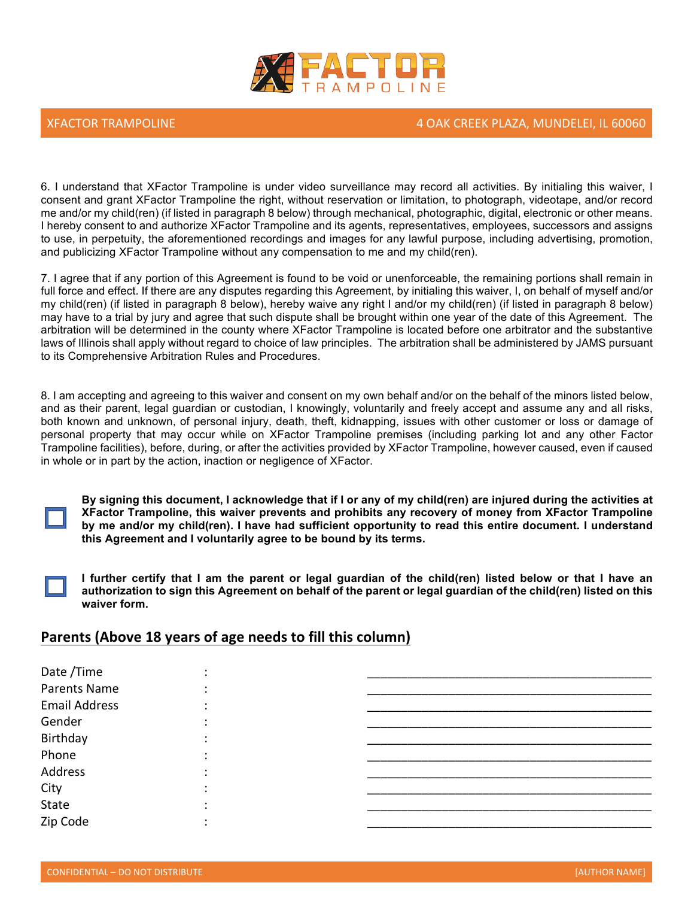6. I understand that XFactor Trampoline is under video surveillance may record all activities. By initialing this waiver, I consent and grant XFactor Trampoline the right, without reservation or limitation, to photograph, videotape, and/or record me and/or my child(ren) (if listed in paragraph 8 below) through mechanical, photographic, digital, electronic or other means. I hereby consent to and authorize XFactor Trampoline and its agents, representatives, employees, successors and assigns to use, in perpetuity, the aforementioned recordings and images for any lawful purpose, including advertising, promotion, and publicizing XFactor Trampoline without any compensation to me and my child(ren).

7. I agree that if any portion of this Agreement is found to be void or unenforceable, the remaining portions shall remain in full force and effect. If there are any disputes regarding this Agreement, by initialing this waiver, I, on behalf of myself and/or my child(ren) (if listed in paragraph 8 below), hereby waive any right I and/or my child(ren) (if listed in paragraph 8 below) may have to a trial by jury and agree that such dispute shall be brought within one year of the date of this Agreement. The arbitration will be determined in the county where XFactor Trampoline is located before one arbitrator and the substantive laws of Illinois shall apply without regard to choice of law principles. The arbitration shall be administered by JAMS pursuant to its Comprehensive Arbitration Rules and Procedures.

8. I am accepting and agreeing to this waiver and consent on my own behalf and/or on the behalf of the minors listed below, and as their parent, legal guardian or custodian, I knowingly, voluntarily and freely accept and assume any and all risks, both known and unknown, of personal injury, death, theft, kidnapping, issues with other customer or loss or damage of personal property that may occur while on XFactor Trampoline premises (including parking lot and any other Factor Trampoline facilities), before, during, or after the activities provided by XFactor Trampoline, however caused, even if caused in whole or in part by the action, inaction or negligence of XFactor.

☐ **By signing this document, I acknowledge that if I or any of my child(ren) are injured during the activities at XFactor Trampoline, this waiver prevents and prohibits any recovery of money from XFactor Trampoline by me and/or my child(ren). I have had sufficient opportunity to read this entire document. I understand this Agreement and I voluntarily agree to be bound by its terms.**

☐ **I further certify that I am the parent or legal guardian of the child(ren) listed below or that I have an authorization to sign this Agreement on behalf of the parent or legal guardian of the child(ren) listed on this waiver form.**

## Parents (Above 18 years of age needs to fill this column)

Date /Time : ____________________________________________

Parents Name : ____________________________________________

Email Address : ____________________________________________

Gender : ____________________________________________

Birthday : ____________________________________________

Phone : ____________________________________________

Address : ____________________________________________

City : ____________________________________________

State : ____________________________________________

Zip Code : ____________________________________________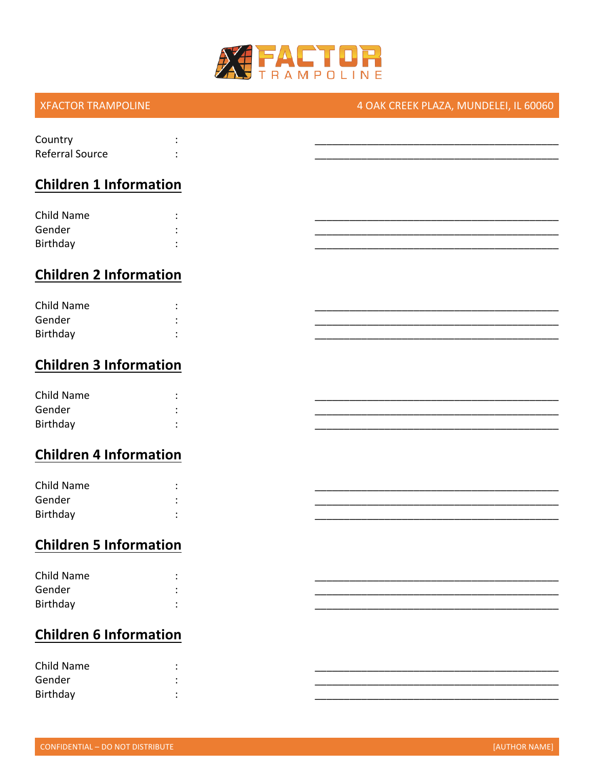XFACTOR TRAMPOLINE — 4 OAK CREEK PLAZA, MUNDELEI, IL 60060

Country : ___________________________________________
Referral Source : ___________________________________________

## Children 1 Information

Child Name : ___________________________________________
Gender : ___________________________________________
Birthday : ___________________________________________

## Children 2 Information

Child Name : ___________________________________________
Gender : ___________________________________________
Birthday : ___________________________________________

## Children 3 Information

Child Name : ___________________________________________
Gender : ___________________________________________
Birthday : ___________________________________________

## Children 4 Information

Child Name : ___________________________________________
Gender : ___________________________________________
Birthday : ___________________________________________

## Children 5 Information

Child Name : ___________________________________________
Gender : ___________________________________________
Birthday : ___________________________________________

## Children 6 Information

Child Name : ___________________________________________
Gender : ___________________________________________
Birthday : ___________________________________________